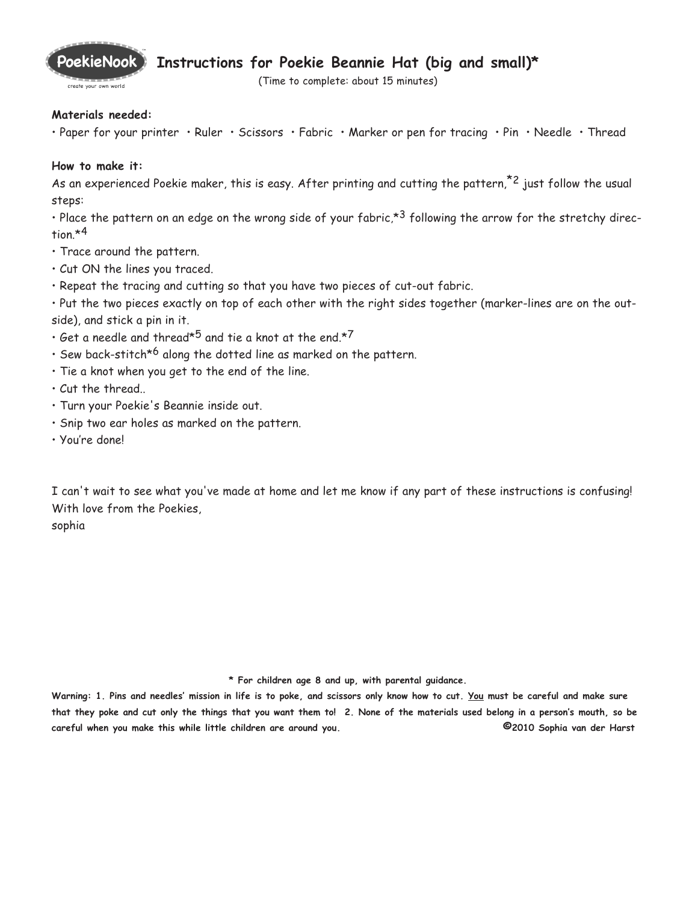PokieNook
create your own world

# Instructions for Poekie Beannie Hat (big and small)*

(Time to complete: about 15 minutes)

**Materials needed:**

• Paper for your printer • Ruler • Scissors • Fabric • Marker or pen for tracing • Pin • Needle • Thread

**How to make it:**

As an experienced Poekie maker, this is easy. After printing and cutting the pattern,*2 just follow the usual steps:

• Place the pattern on an edge on the wrong side of your fabric,*3 following the arrow for the stretchy direction.*4

• Trace around the pattern.

• Cut ON the lines you traced.

• Repeat the tracing and cutting so that you have two pieces of cut-out fabric.

• Put the two pieces exactly on top of each other with the right sides together (marker-lines are on the outside), and stick a pin in it.

• Get a needle and thread*5 and tie a knot at the end.*7

• Sew back-stitch*6 along the dotted line as marked on the pattern.

• Tie a knot when you get to the end of the line.

• Cut the thread..

• Turn your Poekie's Beannie inside out.

• Snip two ear holes as marked on the pattern.

• You're done!

I can't wait to see what you've made at home and let me know if any part of these instructions is confusing!
With love from the Poekies,
sophia

**\* For children age 8 and up, with parental guidance.**

**Warning: 1. Pins and needles' mission in life is to poke, and scissors only know how to cut. <u>You</u> must be careful and make sure that they poke and cut only the things that you want them to! 2. None of the materials used belong in a person's mouth, so be careful when you make this while little children are around you.** **©2010 Sophia van der Harst**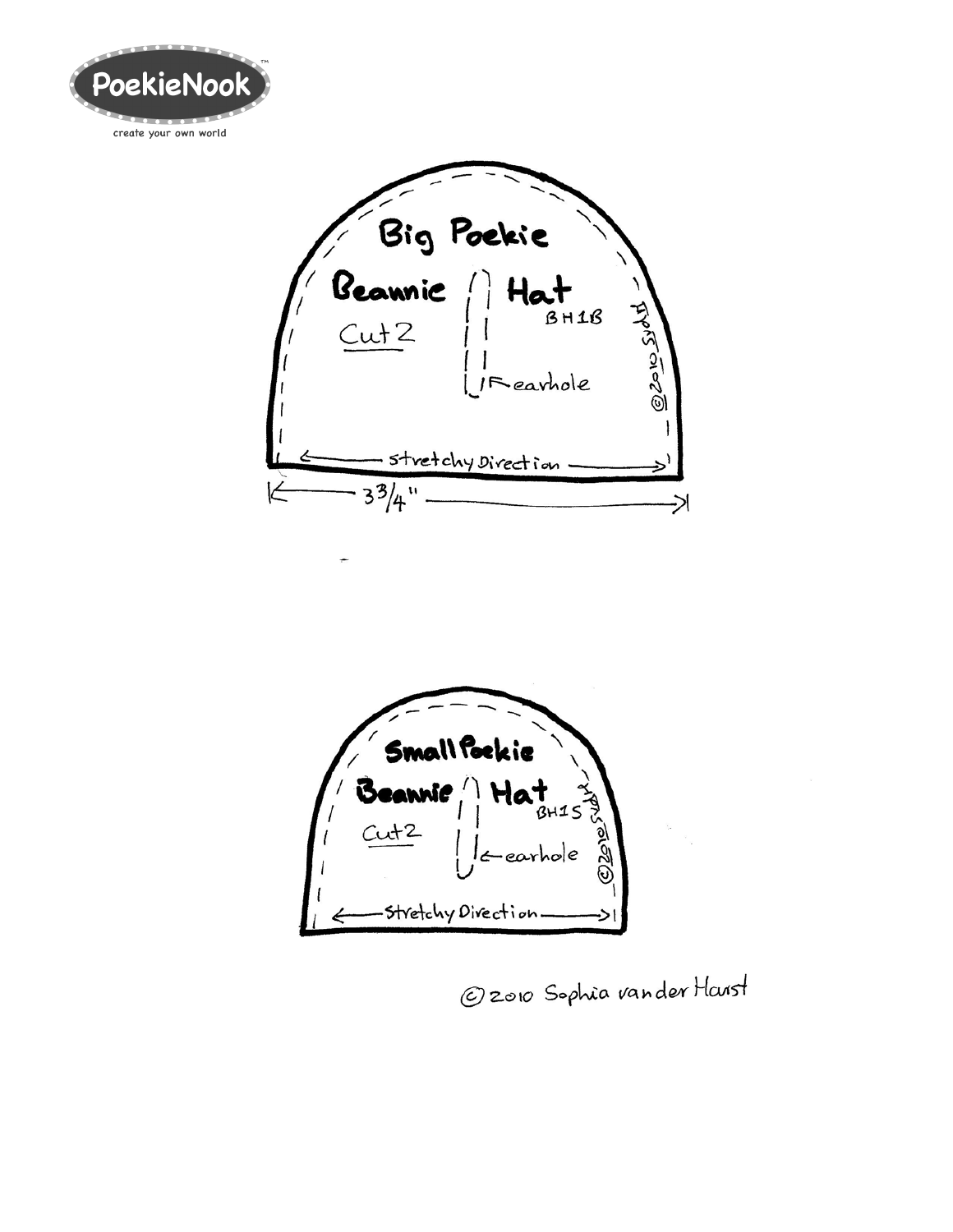PoekieNook

create your own world

Big Poekie

Beannie Hat

BH1B

Cut 2

earhole

©2010 SvdH

Stretchy Direction

3 3/4"

Small Poekie

Beannie Hat

BH1S

Cut 2

earhole

©2010 SvdH

Stretchy Direction

© 2010 Sophia vander Horst